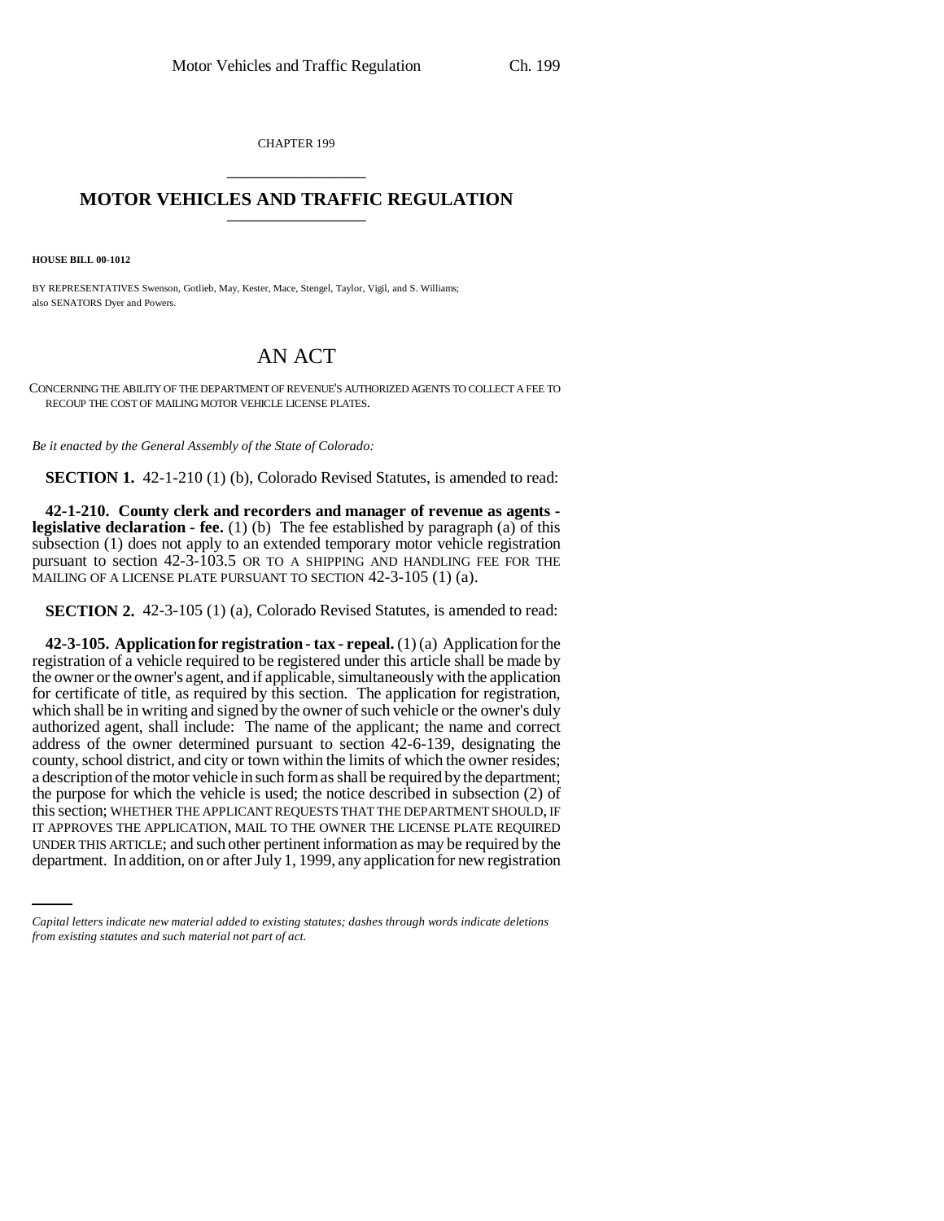CHAPTER 199

# MOTOR VEHICLES AND TRAFFIC REGULATION

**HOUSE BILL 00-1012**

BY REPRESENTATIVES Swenson, Gotlieb, May, Kester, Mace, Stengel, Taylor, Vigil, and S. Williams;
also SENATORS Dyer and Powers.

# AN ACT

CONCERNING THE ABILITY OF THE DEPARTMENT OF REVENUE'S AUTHORIZED AGENTS TO COLLECT A FEE TO RECOUP THE COST OF MAILING MOTOR VEHICLE LICENSE PLATES.

*Be it enacted by the General Assembly of the State of Colorado:*

**SECTION 1.** 42-1-210 (1) (b), Colorado Revised Statutes, is amended to read:

**42-1-210. County clerk and recorders and manager of revenue as agents - legislative declaration - fee.** (1) (b) The fee established by paragraph (a) of this subsection (1) does not apply to an extended temporary motor vehicle registration pursuant to section 42-3-103.5 OR TO A SHIPPING AND HANDLING FEE FOR THE MAILING OF A LICENSE PLATE PURSUANT TO SECTION 42-3-105 (1) (a).

**SECTION 2.** 42-3-105 (1) (a), Colorado Revised Statutes, is amended to read:

**42-3-105. Application for registration - tax - repeal.** (1) (a) Application for the registration of a vehicle required to be registered under this article shall be made by the owner or the owner's agent, and if applicable, simultaneously with the application for certificate of title, as required by this section. The application for registration, which shall be in writing and signed by the owner of such vehicle or the owner's duly authorized agent, shall include: The name of the applicant; the name and correct address of the owner determined pursuant to section 42-6-139, designating the county, school district, and city or town within the limits of which the owner resides; a description of the motor vehicle in such form as shall be required by the department; the purpose for which the vehicle is used; the notice described in subsection (2) of this section; WHETHER THE APPLICANT REQUESTS THAT THE DEPARTMENT SHOULD, IF IT APPROVES THE APPLICATION, MAIL TO THE OWNER THE LICENSE PLATE REQUIRED UNDER THIS ARTICLE; and such other pertinent information as may be required by the department. In addition, on or after July 1, 1999, any application for new registration

*Capital letters indicate new material added to existing statutes; dashes through words indicate deletions from existing statutes and such material not part of act.*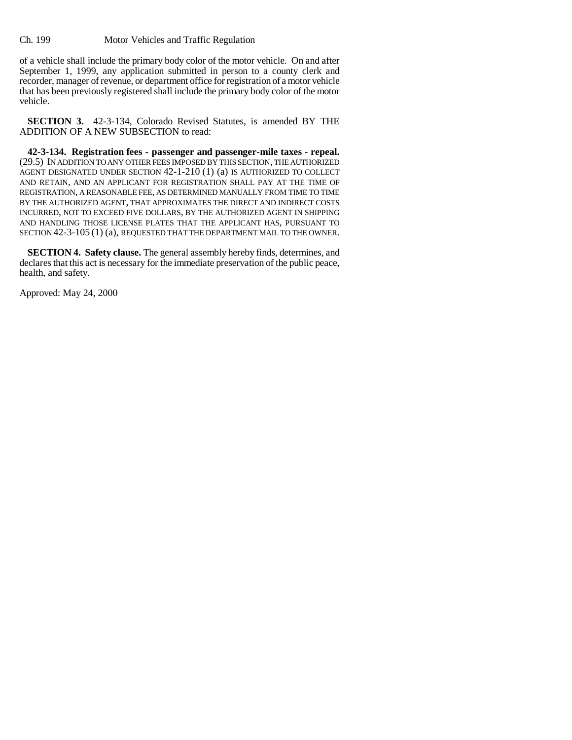of a vehicle shall include the primary body color of the motor vehicle. On and after September 1, 1999, any application submitted in person to a county clerk and recorder, manager of revenue, or department office for registration of a motor vehicle that has been previously registered shall include the primary body color of the motor vehicle.

**SECTION 3.** 42-3-134, Colorado Revised Statutes, is amended BY THE ADDITION OF A NEW SUBSECTION to read:

**42-3-134. Registration fees - passenger and passenger-mile taxes - repeal.** (29.5) IN ADDITION TO ANY OTHER FEES IMPOSED BY THIS SECTION, THE AUTHORIZED AGENT DESIGNATED UNDER SECTION 42-1-210 (1) (a) IS AUTHORIZED TO COLLECT AND RETAIN, AND AN APPLICANT FOR REGISTRATION SHALL PAY AT THE TIME OF REGISTRATION, A REASONABLE FEE, AS DETERMINED MANUALLY FROM TIME TO TIME BY THE AUTHORIZED AGENT, THAT APPROXIMATES THE DIRECT AND INDIRECT COSTS INCURRED, NOT TO EXCEED FIVE DOLLARS, BY THE AUTHORIZED AGENT IN SHIPPING AND HANDLING THOSE LICENSE PLATES THAT THE APPLICANT HAS, PURSUANT TO SECTION 42-3-105 (1) (a), REQUESTED THAT THE DEPARTMENT MAIL TO THE OWNER.

**SECTION 4. Safety clause.** The general assembly hereby finds, determines, and declares that this act is necessary for the immediate preservation of the public peace, health, and safety.

Approved: May 24, 2000